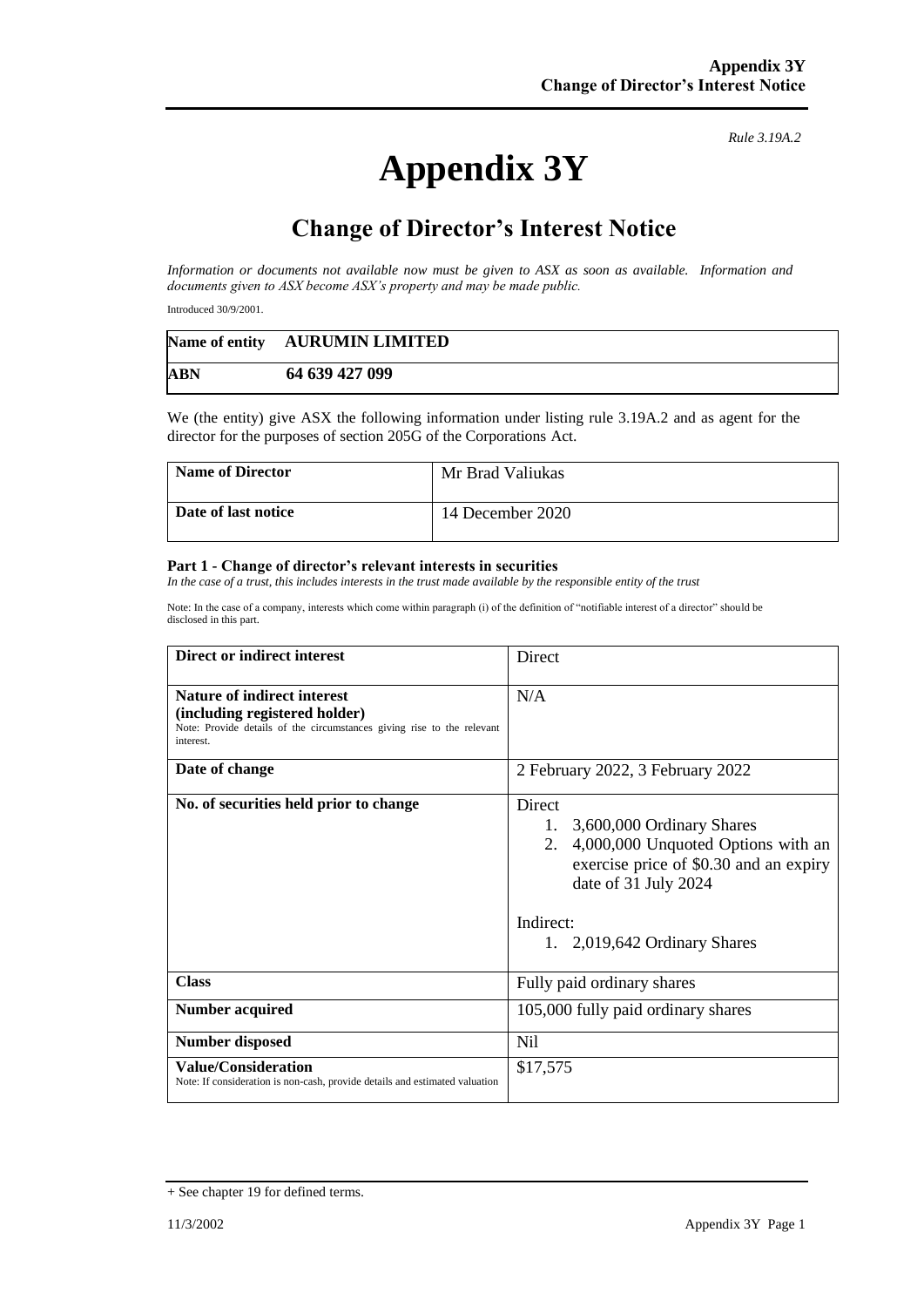*Rule 3.19A.2*

# Appendix 3Y

## Change of Director's Interest Notice

*Information or documents not available now must be given to ASX as soon as available. Information and documents given to ASX become ASX's property and may be made public.*

Introduced 30/9/2001.

| **Name of entity** | **AURUMIN LIMITED** |
|---|---|
| **ABN** | **64 639 427 099** |

We (the entity) give ASX the following information under listing rule 3.19A.2 and as agent for the director for the purposes of section 205G of the Corporations Act.

| **Name of Director** | Mr Brad Valiukas |
|---|---|
| **Date of last notice** | 14 December 2020 |

**Part 1 - Change of director's relevant interests in securities**

*In the case of a trust, this includes interests in the trust made available by the responsible entity of the trust*

Note: In the case of a company, interests which come within paragraph (i) of the definition of "notifiable interest of a director" should be disclosed in this part.

| **Direct or indirect interest** | Direct |
|---|---|
| **Nature of indirect interest (including registered holder)** Note: Provide details of the circumstances giving rise to the relevant interest. | N/A |
| **Date of change** | 2 February 2022, 3 February 2022 |
| **No. of securities held prior to change** | Direct<br>1. 3,600,000 Ordinary Shares<br>2. 4,000,000 Unquoted Options with an exercise price of $0.30 and an expiry date of 31 July 2024<br><br>Indirect:<br>1. 2,019,642 Ordinary Shares |
| **Class** | Fully paid ordinary shares |
| **Number acquired** | 105,000 fully paid ordinary shares |
| **Number disposed** | Nil |
| **Value/Consideration** Note: If consideration is non-cash, provide details and estimated valuation | $17,575 |

+ See chapter 19 for defined terms.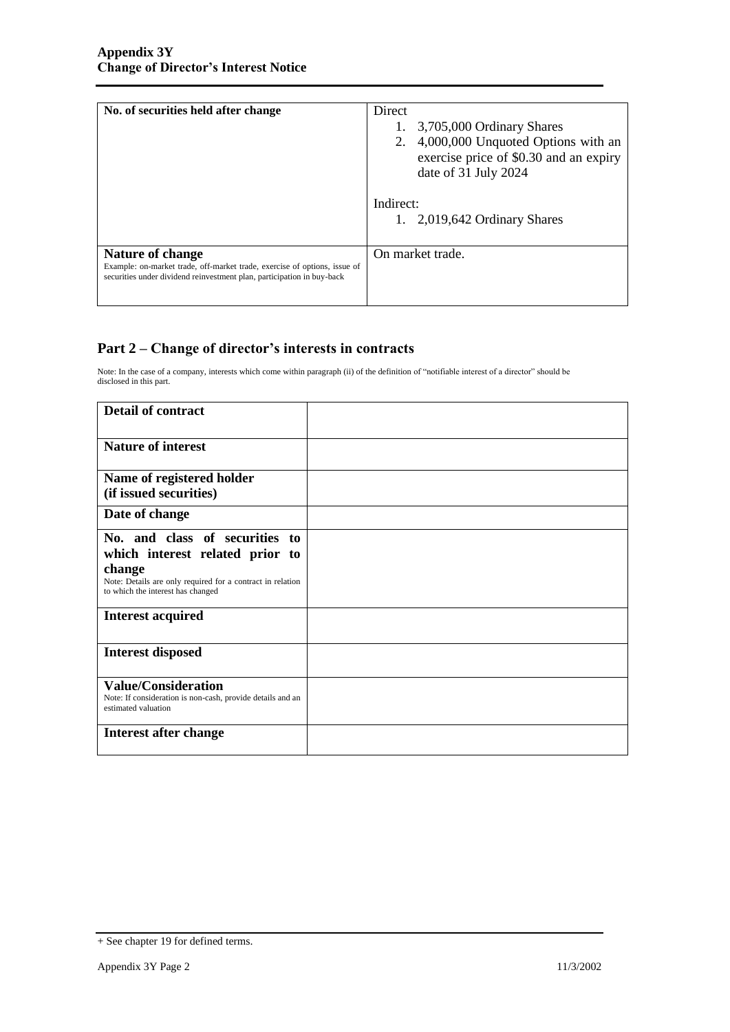| No. of securities held after change | Direct<br>1. 3,705,000 Ordinary Shares<br>2. 4,000,000 Unquoted Options with an exercise price of $0.30 and an expiry date of 31 July 2024<br><br>Indirect:<br>1. 2,019,642 Ordinary Shares |
|---|---|
| **Nature of change**<br>Example: on-market trade, off-market trade, exercise of options, issue of securities under dividend reinvestment plan, participation in buy-back | On market trade. |

## Part 2 – Change of director's interests in contracts

Note: In the case of a company, interests which come within paragraph (ii) of the definition of "notifiable interest of a director" should be disclosed in this part.

| **Detail of contract** | |
|---|---|
| **Nature of interest** | |
| **Name of registered holder (if issued securities)** | |
| **Date of change** | |
| **No. and class of securities to which interest related prior to change**<br>Note: Details are only required for a contract in relation to which the interest has changed | |
| **Interest acquired** | |
| **Interest disposed** | |
| **Value/Consideration**<br>Note: If consideration is non-cash, provide details and an estimated valuation | |
| **Interest after change** | |

+ See chapter 19 for defined terms.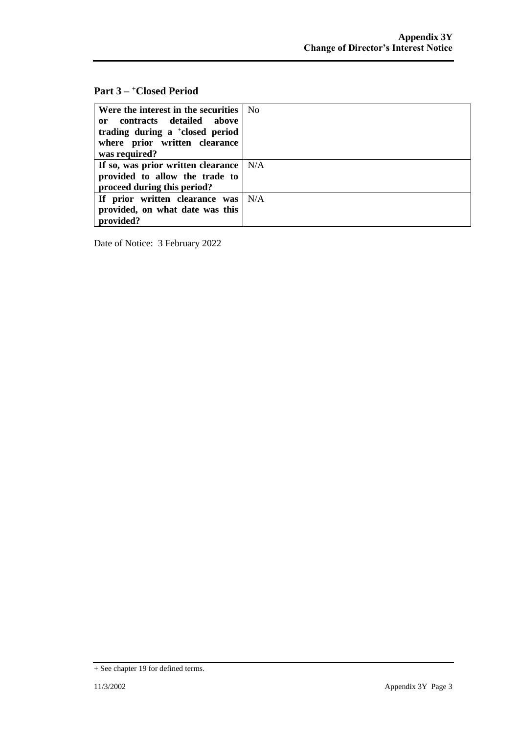## Part 3 – [+]Closed Period

| | |
|---|---|
| **Were the interest in the securities or contracts detailed above trading during a [+]closed period where prior written clearance was required?** | No |
| **If so, was prior written clearance provided to allow the trade to proceed during this period?** | N/A |
| **If prior written clearance was provided, on what date was this provided?** | N/A |

Date of Notice: 3 February 2022

+ See chapter 19 for defined terms.